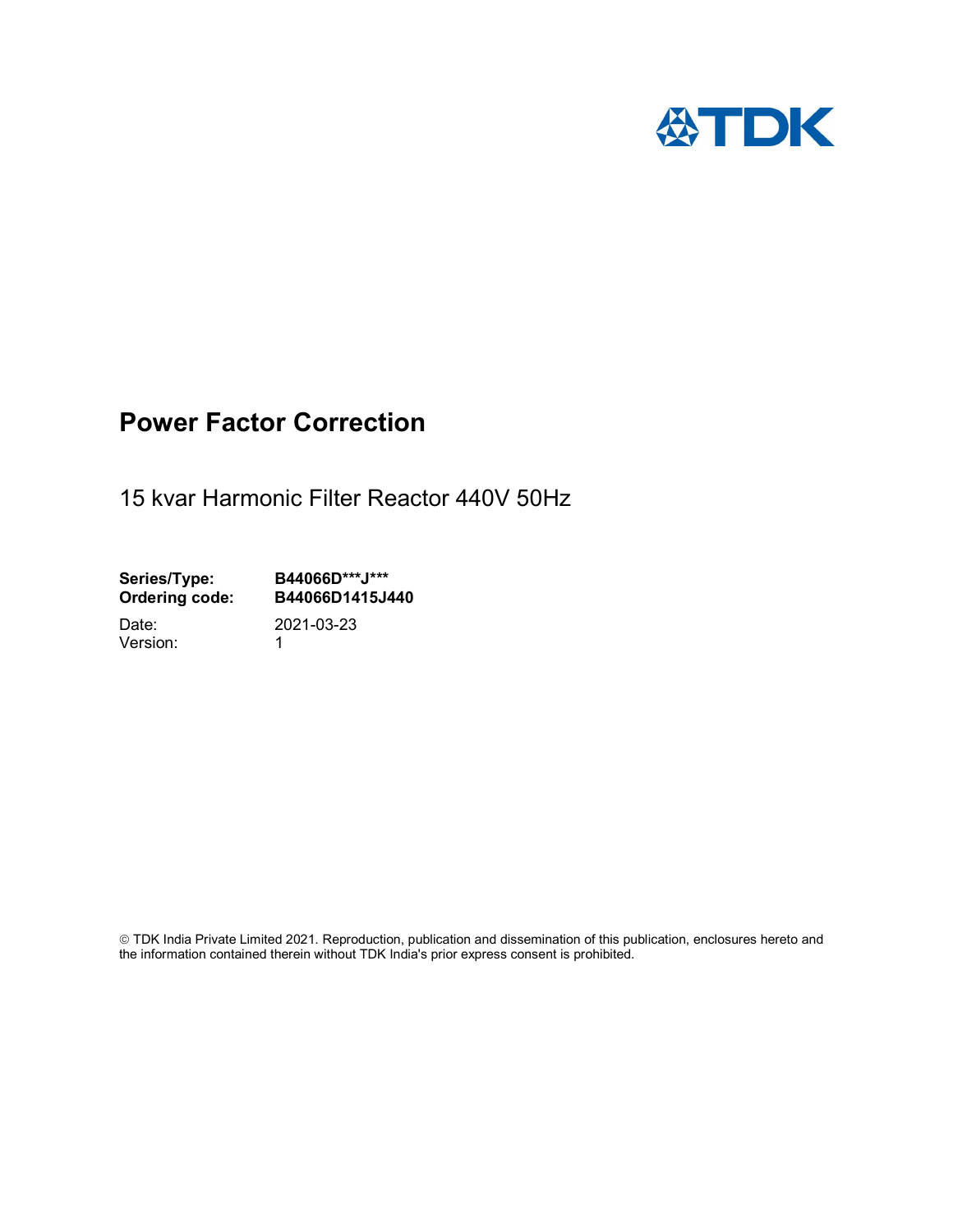# Power Factor Correction

15 kvar Harmonic Filter Reactor 440V 50Hz

**Series/Type:** **B44066D***J*****
**Ordering code:** **B44066D1415J440**

Date: 2021-03-23
Version: 1

© TDK India Private Limited 2021. Reproduction, publication and dissemination of this publication, enclosures hereto and the information contained therein without TDK India's prior express consent is prohibited.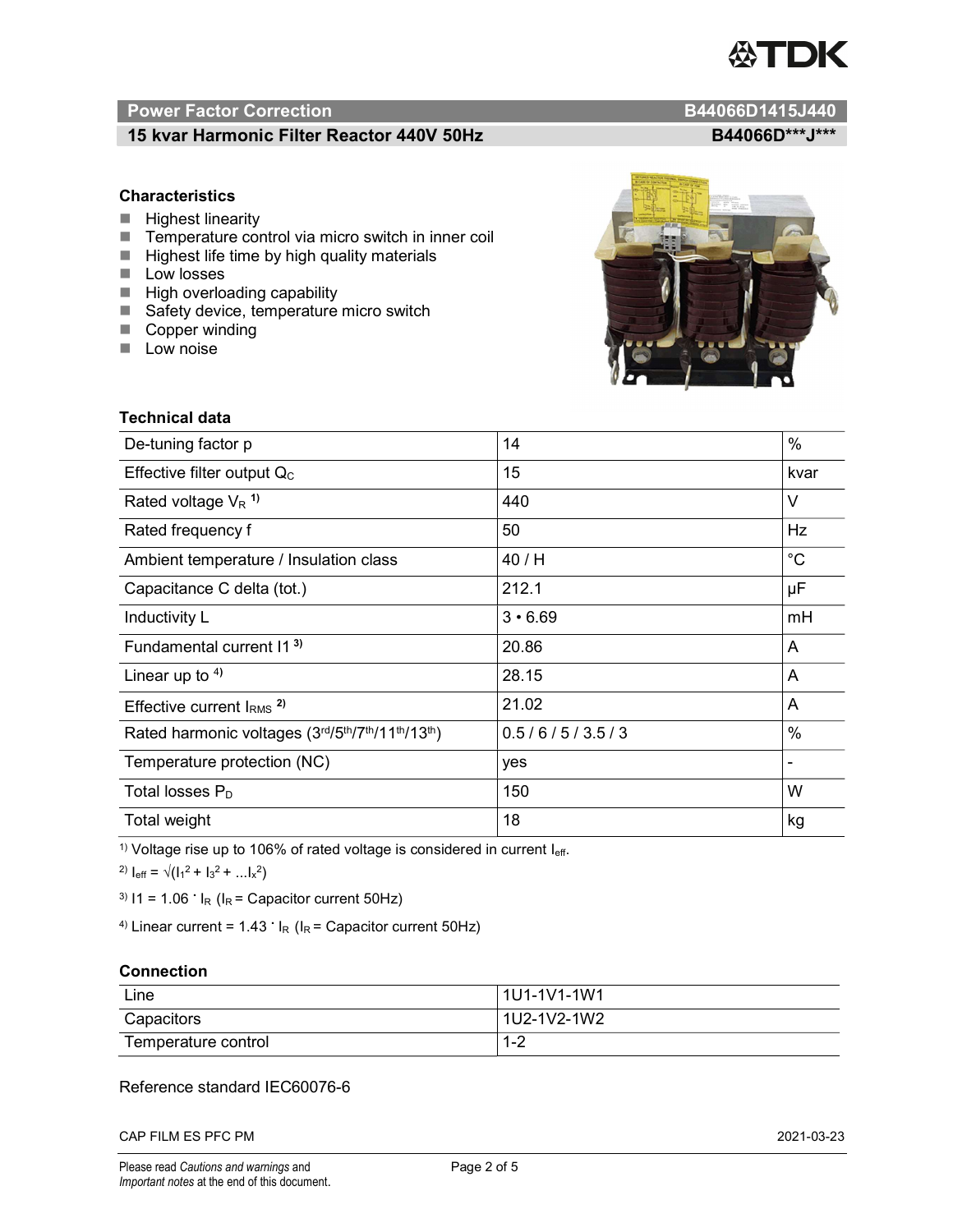## Power Factor Correction — B44066D1415J440

### 15 kvar Harmonic Filter Reactor 440V 50Hz — B44066D\*\*\*J\*\*\*

### Characteristics

- Highest linearity
- Temperature control via micro switch in inner coil
- Highest life time by high quality materials
- Low losses
- High overloading capability
- Safety device, temperature micro switch
- Copper winding
- Low noise

### Technical data

| Parameter | Value | Unit |
|---|---|---|
| De-tuning factor p | 14 | % |
| Effective filter output $Q_C$ | 15 | kvar |
| Rated voltage $V_R$ [1)] | 440 | V |
| Rated frequency f | 50 | Hz |
| Ambient temperature / Insulation class | 40 / H | °C |
| Capacitance C delta (tot.) | 212.1 | µF |
| Inductivity L | 3 • 6.69 | mH |
| Fundamental current I1 [3)] | 20.86 | A |
| Linear up to [4)] | 28.15 | A |
| Effective current $I_{RMS}$ [2)] | 21.02 | A |
| Rated harmonic voltages (3rd/5th/7th/11th/13th) | 0.5 / 6 / 5 / 3.5 / 3 | % |
| Temperature protection (NC) | yes | - |
| Total losses $P_D$ | 150 | W |
| Total weight | 18 | kg |

[1)] Voltage rise up to 106% of rated voltage is considered in current $I_{eff}$.

[2)] $I_{eff} = \sqrt{(I_1^2 + I_3^2 + \ldots I_x^2)}$

[3)] $I1 = 1.06 \cdot I_R$ ($I_R$ = Capacitor current 50Hz)

[4)] Linear current = $1.43 \cdot I_R$ ($I_R$ = Capacitor current 50Hz)

### Connection

| | |
|---|---|
| Line | 1U1-1V1-1W1 |
| Capacitors | 1U2-1V2-1W2 |
| Temperature control | 1-2 |

Reference standard IEC60076-6

CAP FILM ES PFC PM — 2021-03-23

Please read *Cautions and warnings* and *Important notes* at the end of this document.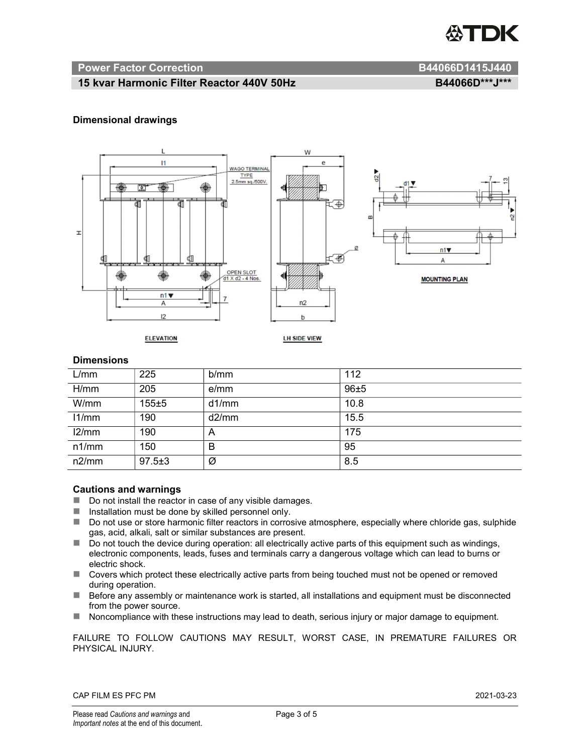**Power Factor Correction** **B44066D1415J440**

**15 kvar Harmonic Filter Reactor 440V 50Hz** **B44066D\*\*\*J\*\*\***

### Dimensional drawings

### Dimensions

| L/mm | 225 | b/mm | 112 |
|---|---|---|---|
| H/mm | 205 | e/mm | 96±5 |
| W/mm | 155±5 | d1/mm | 10.8 |
| l1/mm | 190 | d2/mm | 15.5 |
| l2/mm | 190 | A | 175 |
| n1/mm | 150 | B | 95 |
| n2/mm | 97.5±3 | Ø | 8.5 |

### Cautions and warnings

- Do not install the reactor in case of any visible damages.
- Installation must be done by skilled personnel only.
- Do not use or store harmonic filter reactors in corrosive atmosphere, especially where chloride gas, sulphide gas, acid, alkali, salt or similar substances are present.
- Do not touch the device during operation: all electrically active parts of this equipment such as windings, electronic components, leads, fuses and terminals carry a dangerous voltage which can lead to burns or electric shock.
- Covers which protect these electrically active parts from being touched must not be opened or removed during operation.
- Before any assembly or maintenance work is started, all installations and equipment must be disconnected from the power source.
- Noncompliance with these instructions may lead to death, serious injury or major damage to equipment.

FAILURE TO FOLLOW CAUTIONS MAY RESULT, WORST CASE, IN PREMATURE FAILURES OR PHYSICAL INJURY.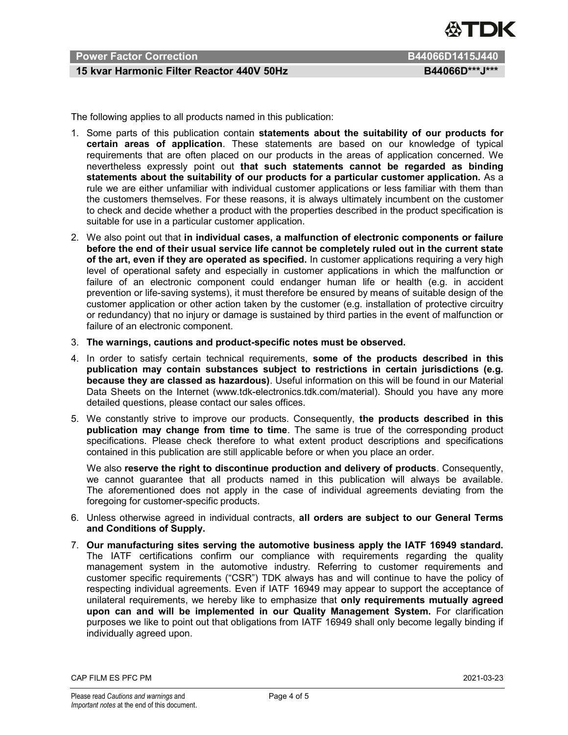The following applies to all products named in this publication:

1. Some parts of this publication contain **statements about the suitability of our products for certain areas of application**. These statements are based on our knowledge of typical requirements that are often placed on our products in the areas of application concerned. We nevertheless expressly point out **that such statements cannot be regarded as binding statements about the suitability of our products for a particular customer application.** As a rule we are either unfamiliar with individual customer applications or less familiar with them than the customers themselves. For these reasons, it is always ultimately incumbent on the customer to check and decide whether a product with the properties described in the product specification is suitable for use in a particular customer application.
2. We also point out that **in individual cases, a malfunction of electronic components or failure before the end of their usual service life cannot be completely ruled out in the current state of the art, even if they are operated as specified.** In customer applications requiring a very high level of operational safety and especially in customer applications in which the malfunction or failure of an electronic component could endanger human life or health (e.g. in accident prevention or life-saving systems), it must therefore be ensured by means of suitable design of the customer application or other action taken by the customer (e.g. installation of protective circuitry or redundancy) that no injury or damage is sustained by third parties in the event of malfunction or failure of an electronic component.
3. **The warnings, cautions and product-specific notes must be observed.**
4. In order to satisfy certain technical requirements, **some of the products described in this publication may contain substances subject to restrictions in certain jurisdictions (e.g. because they are classed as hazardous)**. Useful information on this will be found in our Material Data Sheets on the Internet (www.tdk-electronics.tdk.com/material). Should you have any more detailed questions, please contact our sales offices.
5. We constantly strive to improve our products. Consequently, **the products described in this publication may change from time to time**. The same is true of the corresponding product specifications. Please check therefore to what extent product descriptions and specifications contained in this publication are still applicable before or when you place an order.

   We also **reserve the right to discontinue production and delivery of products**. Consequently, we cannot guarantee that all products named in this publication will always be available. The aforementioned does not apply in the case of individual agreements deviating from the foregoing for customer-specific products.
6. Unless otherwise agreed in individual contracts, **all orders are subject to our General Terms and Conditions of Supply.**
7. **Our manufacturing sites serving the automotive business apply the IATF 16949 standard.** The IATF certifications confirm our compliance with requirements regarding the quality management system in the automotive industry. Referring to customer requirements and customer specific requirements ("CSR") TDK always has and will continue to have the policy of respecting individual agreements. Even if IATF 16949 may appear to support the acceptance of unilateral requirements, we hereby like to emphasize that **only requirements mutually agreed upon can and will be implemented in our Quality Management System.** For clarification purposes we like to point out that obligations from IATF 16949 shall only become legally binding if individually agreed upon.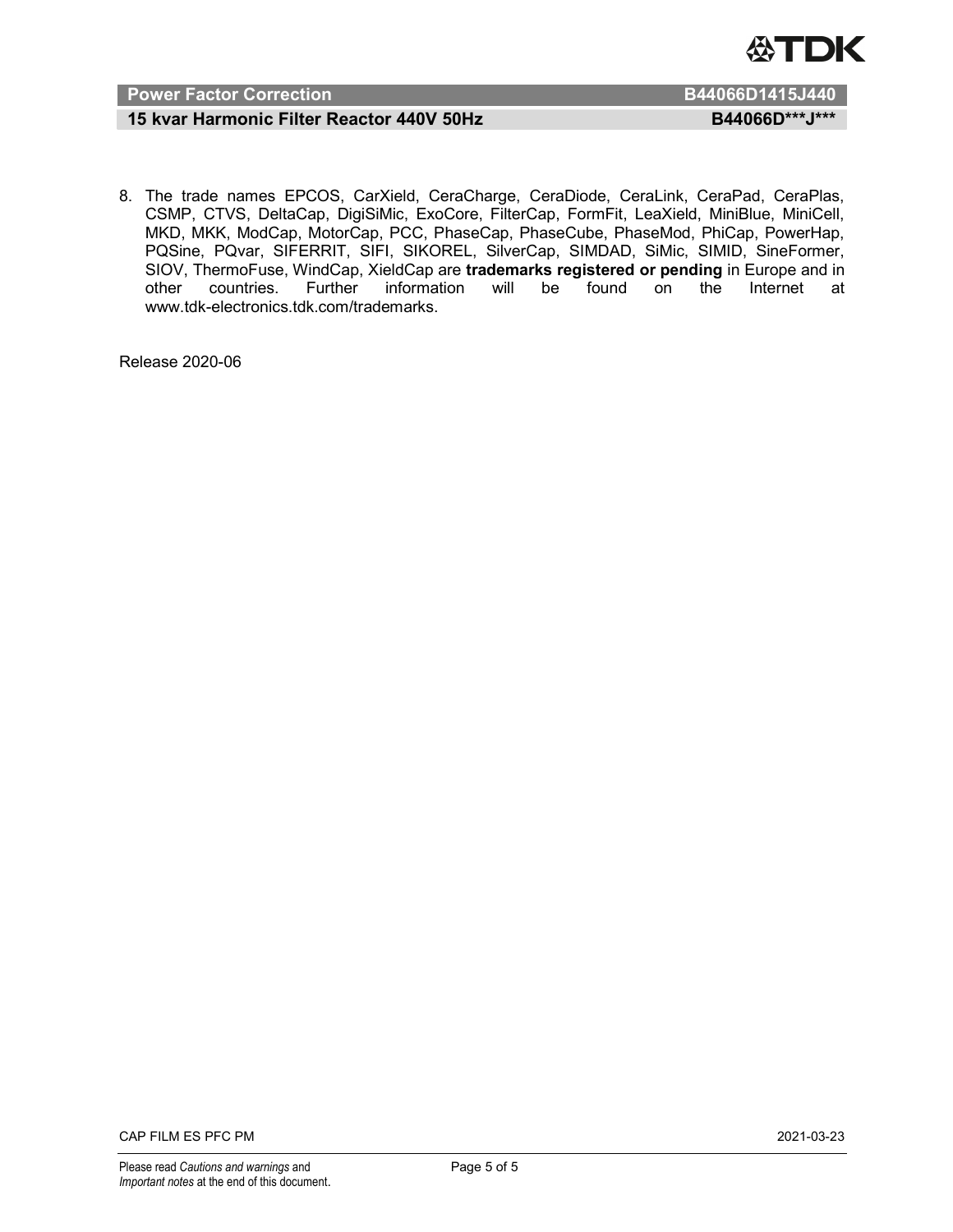8. The trade names EPCOS, CarXield, CeraCharge, CeraDiode, CeraLink, CeraPad, CeraPlas, CSMP, CTVS, DeltaCap, DigiSiMic, ExoCore, FilterCap, FormFit, LeaXield, MiniBlue, MiniCell, MKD, MKK, ModCap, MotorCap, PCC, PhaseCap, PhaseCube, PhaseMod, PhiCap, PowerHap, PQSine, PQvar, SIFERRIT, SIFI, SIKOREL, SilverCap, SIMDAD, SiMic, SIMID, SineFormer, SIOV, ThermoFuse, WindCap, XieldCap are **trademarks registered or pending** in Europe and in other countries. Further information will be found on the Internet at www.tdk-electronics.tdk.com/trademarks.

Release 2020-06